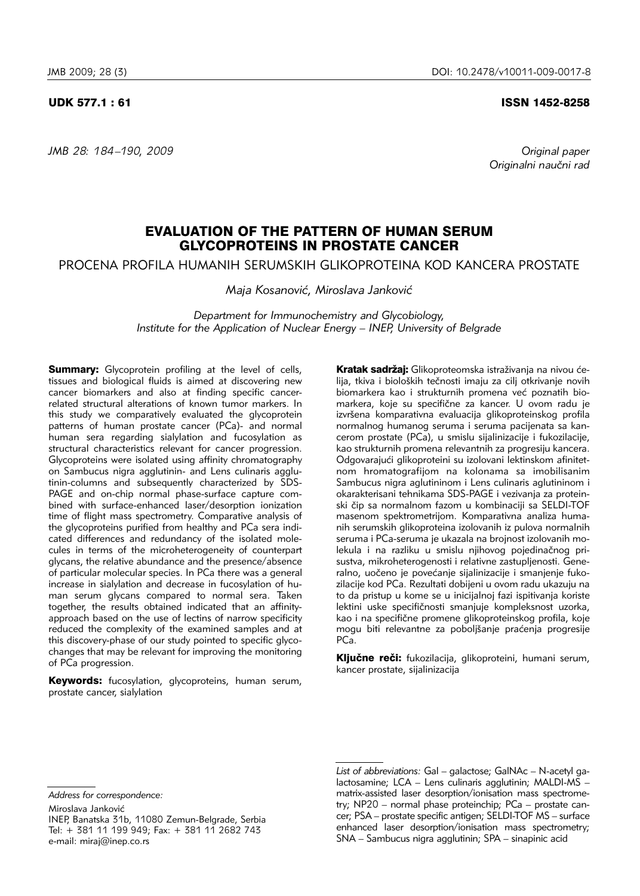UDK 577.1 : 61

ISSN 1452-8258

*Original paper*
*Originalni naučni rad*

# EVALUATION OF THE PATTERN OF HUMAN SERUM GLYCOPROTEINS IN PROSTATE CANCER

## PROCENA PROFILA HUMANIH SERUMSKIH GLIKOPROTEINA KOD KANCERA PROSTATE

*Maja Kosanović, Miroslava Janković*

*Department for Immunochemistry and Glycobiology, Institute for the Application of Nuclear Energy – INEP, University of Belgrade*

**Summary:** Glycoprotein profiling at the level of cells, tissues and biological fluids is aimed at discovering new cancer biomarkers and also at finding specific cancer-related structural alterations of known tumor markers. In this study we comparatively evaluated the glycoprotein patterns of human prostate cancer (PCa)- and normal human sera regarding sialylation and fucosylation as structural characteristics relevant for cancer progression. Glycoproteins were isolated using affinity chromatography on Sambucus nigra agglutinin- and Lens culinaris agglutinin-columns and subsequently characterized by SDS-PAGE and on-chip normal phase-surface capture combined with surface-enhanced laser/desorption ionization time of flight mass spectrometry. Comparative analysis of the glycoproteins purified from healthy and PCa sera indicated differences and redundancy of the isolated molecules in terms of the microheterogeneity of counterpart glycans, the relative abundance and the presence/absence of particular molecular species. In PCa there was a general increase in sialylation and decrease in fucosylation of human serum glycans compared to normal sera. Taken together, the results obtained indicated that an affinity-approach based on the use of lectins of narrow specificity reduced the complexity of the examined samples and at this discovery-phase of our study pointed to specific glycochanges that may be relevant for improving the monitoring of PCa progression.

**Keywords:** fucosylation, glycoproteins, human serum, prostate cancer, sialylation

**Kratak sadržaj:** Glikoproteomska istraživanja na nivou ćelija, tkiva i bioloških tečnosti imaju za cilj otkrivanje novih biomarkera kao i strukturnih promena već poznatih biomarkera, koje su specifične za kancer. U ovom radu je izvršena komparativna evaluacija glikoproteinskog profila normalnog humanog seruma i seruma pacijenata sa kancerom prostate (PCa), u smislu sijalinizacije i fukozilacije, kao strukturnih promena relevantnih za progresiju kancera. Odgovarajući glikoproteini su izolovani lektinskom afinitetnom hromatografijom na kolonama sa imobilisanim Sambucus nigra aglutininom i Lens culinaris aglutininom i okarakterisani tehnikama SDS-PAGE i vezivanja za proteinski čip sa normalnom fazom u kombinaciji sa SELDI-TOF masenom spektrometrijom. Komparativna analiza humanih serumskih glikoproteina izolovanih iz pulova normalnih seruma i PCa-seruma je ukazala na brojnost izolovanih molekula i na razliku u smislu njihovog pojedinačnog prisustva, mikroheterogenosti i relativne zastupljenosti. Generalno, uočeno je povećanje sijalinizacije i smanjenje fukozilacije kod PCa. Rezultati dobijeni u ovom radu ukazuju na to da pristup u kome se u inicijalnoj fazi ispitivanja koriste lektini uske specifičnosti smanjuje kompleksnost uzorka, kao i na specifične promene glikoproteinskog profila, koje mogu biti relevantne za poboljšanje praćenja progresije PCa.

**Ključne reči:** fukozilacija, glikoproteini, humani serum, kancer prostate, sijalinizacija

*Address for correspondence:*

Miroslava Janković
INEP, Banatska 31b, 11080 Zemun-Belgrade, Serbia
Tel: + 381 11 199 949; Fax: + 381 11 2682 743
e-mail: miraj@inep.co.rs

*List of abbreviations:* Gal – galactose; GalNAc – N-acetyl galactosamine; LCA – Lens culinaris agglutinin; MALDI-MS – matrix-assisted laser desorption/ionisation mass spectrometry; NP20 – normal phase proteinchip; PCa – prostate cancer; PSA – prostate specific antigen; SELDI-TOF MS – surface enhanced laser desorption/ionisation mass spectrometry; SNA – Sambucus nigra agglutinin; SPA – sinapinic acid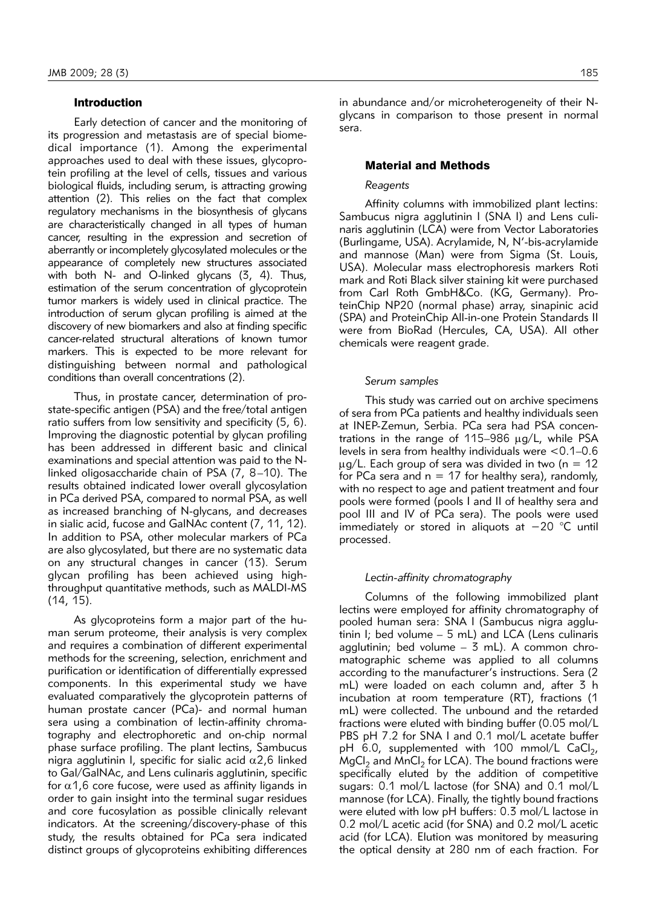## Introduction

Early detection of cancer and the monitoring of its progression and metastasis are of special biomedical importance (1). Among the experimental approaches used to deal with these issues, glycoprotein profiling at the level of cells, tissues and various biological fluids, including serum, is attracting growing attention (2). This relies on the fact that complex regulatory mechanisms in the biosynthesis of glycans are characteristically changed in all types of human cancer, resulting in the expression and secretion of aberrantly or incompletely glycosylated molecules or the appearance of completely new structures associated with both N- and O-linked glycans (3, 4). Thus, estimation of the serum concentration of glycoprotein tumor markers is widely used in clinical practice. The introduction of serum glycan profiling is aimed at the discovery of new biomarkers and also at finding specific cancer-related structural alterations of known tumor markers. This is expected to be more relevant for distinguishing between normal and pathological conditions than overall concentrations (2).

Thus, in prostate cancer, determination of prostate-specific antigen (PSA) and the free/total antigen ratio suffers from low sensitivity and specificity (5, 6). Improving the diagnostic potential by glycan profiling has been addressed in different basic and clinical examinations and special attention was paid to the N-linked oligosaccharide chain of PSA (7, 8–10). The results obtained indicated lower overall glycosylation in PCa derived PSA, compared to normal PSA, as well as increased branching of N-glycans, and decreases in sialic acid, fucose and GalNAc content (7, 11, 12). In addition to PSA, other molecular markers of PCa are also glycosylated, but there are no systematic data on any structural changes in cancer (13). Serum glycan profiling has been achieved using high-throughput quantitative methods, such as MALDI-MS (14, 15).

As glycoproteins form a major part of the human serum proteome, their analysis is very complex and requires a combination of different experimental methods for the screening, selection, enrichment and purification or identification of differentially expressed components. In this experimental study we have evaluated comparatively the glycoprotein patterns of human prostate cancer (PCa)- and normal human sera using a combination of lectin-affinity chromatography and electrophoretic and on-chip normal phase surface profiling. The plant lectins, Sambucus nigra agglutinin I, specific for sialic acid $\alpha$2,6 linked to Gal/GalNAc, and Lens culinaris agglutinin, specific for $\alpha$1,6 core fucose, were used as affinity ligands in order to gain insight into the terminal sugar residues and core fucosylation as possible clinically relevant indicators. At the screening/discovery-phase of this study, the results obtained for PCa sera indicated distinct groups of glycoproteins exhibiting differences in abundance and/or microheterogeneity of their N-glycans in comparison to those present in normal sera.

## Material and Methods

### *Reagents*

Affinity columns with immobilized plant lectins: Sambucus nigra agglutinin I (SNA I) and Lens culinaris agglutinin (LCA) were from Vector Laboratories (Burlingame, USA). Acrylamide, N, N'-bis-acrylamide and mannose (Man) were from Sigma (St. Louis, USA). Molecular mass electrophoresis markers Roti mark and Roti Black silver staining kit were purchased from Carl Roth GmbH&Co. (KG, Germany). ProteinChip NP20 (normal phase) array, sinapinic acid (SPA) and ProteinChip All-in-one Protein Standards II were from BioRad (Hercules, CA, USA). All other chemicals were reagent grade.

### *Serum samples*

This study was carried out on archive specimens of sera from PCa patients and healthy individuals seen at INEP-Zemun, Serbia. PCa sera had PSA concentrations in the range of 115–986 $\mu$g/L, while PSA levels in sera from healthy individuals were <0.1–0.6 $\mu$g/L. Each group of sera was divided in two ($n = 12$ for PCa sera and $n = 17$ for healthy sera), randomly, with no respect to age and patient treatment and four pools were formed (pools I and II of healthy sera and pool III and IV of PCa sera). The pools were used immediately or stored in aliquots at −20 °C until processed.

### *Lectin-affinity chromatography*

Columns of the following immobilized plant lectins were employed for affinity chromatography of pooled human sera: SNA I (Sambucus nigra agglutinin I; bed volume – 5 mL) and LCA (Lens culinaris agglutinin; bed volume – 3 mL). A common chromatographic scheme was applied to all columns according to the manufacturer's instructions. Sera (2 mL) were loaded on each column and, after 3 h incubation at room temperature (RT), fractions (1 mL) were collected. The unbound and the retarded fractions were eluted with binding buffer (0.05 mol/L PBS pH 7.2 for SNA I and 0.1 mol/L acetate buffer pH 6.0, supplemented with 100 mmol/L $CaCl_2$, $MgCl_2$ and $MnCl_2$ for LCA). The bound fractions were specifically eluted by the addition of competitive sugars: 0.1 mol/L lactose (for SNA) and 0.1 mol/L mannose (for LCA). Finally, the tightly bound fractions were eluted with low pH buffers: 0.3 mol/L lactose in 0.2 mol/L acetic acid (for SNA) and 0.2 mol/L acetic acid (for LCA). Elution was monitored by measuring the optical density at 280 nm of each fraction. For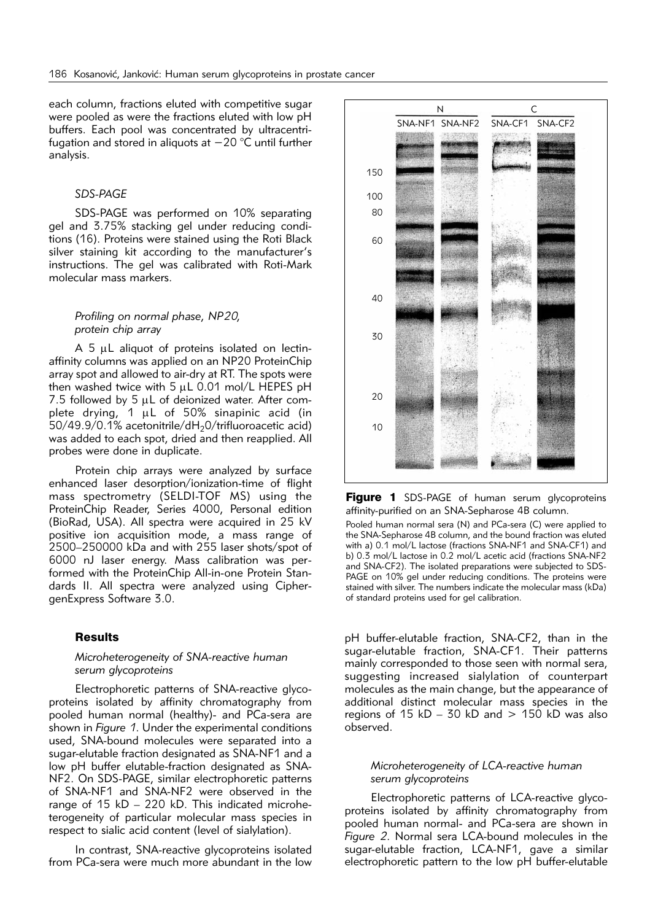each column, fractions eluted with competitive sugar were pooled as were the fractions eluted with low pH buffers. Each pool was concentrated by ultracentrifugation and stored in aliquots at −20 °C until further analysis.

### *SDS-PAGE*

SDS-PAGE was performed on 10% separating gel and 3.75% stacking gel under reducing conditions (16). Proteins were stained using the Roti Black silver staining kit according to the manufacturer's instructions. The gel was calibrated with Roti-Mark molecular mass markers.

### *Profiling on normal phase, NP20, protein chip array*

A 5 μL aliquot of proteins isolated on lectin-affinity columns was applied on an NP20 ProteinChip array spot and allowed to air-dry at RT. The spots were then washed twice with 5 μL 0.01 mol/L HEPES pH 7.5 followed by 5 μL of deionized water. After complete drying, 1 μL of 50% sinapinic acid (in 50/49.9/0.1% acetonitrile/$dH_2O$/trifluoroacetic acid) was added to each spot, dried and then reapplied. All probes were done in duplicate.

Protein chip arrays were analyzed by surface enhanced laser desorption/ionization-time of flight mass spectrometry (SELDI-TOF MS) using the ProteinChip Reader, Series 4000, Personal edition (BioRad, USA). All spectra were acquired in 25 kV positive ion acquisition mode, a mass range of 2500–250000 kDa and with 255 laser shots/spot of 6000 nJ laser energy. Mass calibration was performed with the ProteinChip All-in-one Protein Standards II. All spectra were analyzed using CiphergenExpress Software 3.0.

## Results

### *Microheterogeneity of SNA-reactive human serum glycoproteins*

Electrophoretic patterns of SNA-reactive glycoproteins isolated by affinity chromatography from pooled human normal (healthy)- and PCa-sera are shown in *Figure 1*. Under the experimental conditions used, SNA-bound molecules were separated into a sugar-elutable fraction designated as SNA-NF1 and a low pH buffer elutable-fraction designated as SNA-NF2. On SDS-PAGE, similar electrophoretic patterns of SNA-NF1 and SNA-NF2 were observed in the range of 15 kD – 220 kD. This indicated microheterogeneity of particular molecular mass species in respect to sialic acid content (level of sialylation).

In contrast, SNA-reactive glycoproteins isolated from PCa-sera were much more abundant in the low pH buffer-elutable fraction, SNA-CF2, than in the sugar-elutable fraction, SNA-CF1. Their patterns mainly corresponded to those seen with normal sera, suggesting increased sialylation of counterpart molecules as the main change, but the appearance of additional distinct molecular mass species in the regions of 15 kD – 30 kD and > 150 kD was also observed.

**Figure 1** SDS-PAGE of human serum glycoproteins affinity-purified on an SNA-Sepharose 4B column.

Pooled human normal sera (N) and PCa-sera (C) were applied to the SNA-Sepharose 4B column, and the bound fraction was eluted with a) 0.1 mol/L lactose (fractions SNA-NF1 and SNA-CF1) and b) 0.3 mol/L lactose in 0.2 mol/L acetic acid (fractions SNA-NF2 and SNA-CF2). The isolated preparations were subjected to SDS-PAGE on 10% gel under reducing conditions. The proteins were stained with silver. The numbers indicate the molecular mass (kDa) of standard proteins used for gel calibration.

### *Microheterogeneity of LCA-reactive human serum glycoproteins*

Electrophoretic patterns of LCA-reactive glycoproteins isolated by affinity chromatography from pooled human normal- and PCa-sera are shown in *Figure 2*. Normal sera LCA-bound molecules in the sugar-elutable fraction, LCA-NF1, gave a similar electrophoretic pattern to the low pH buffer-elutable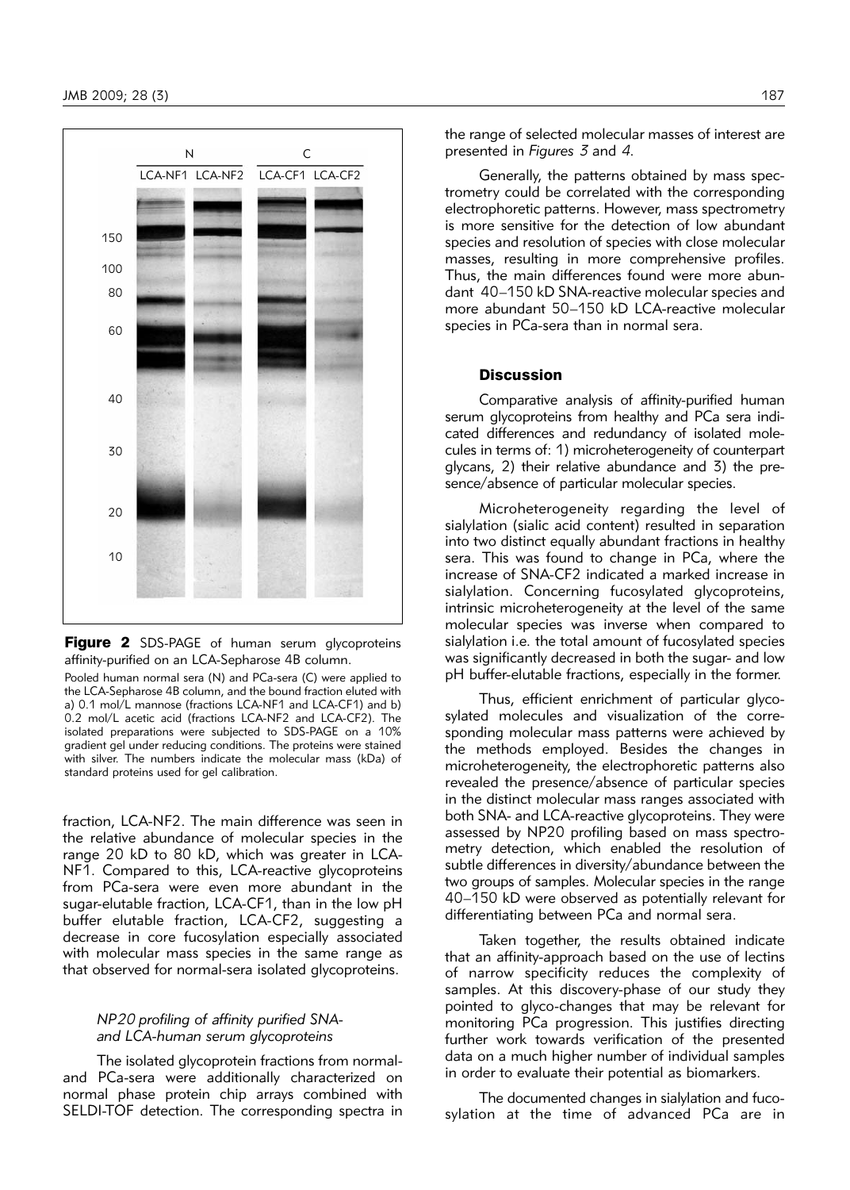**Figure 2** SDS-PAGE of human serum glycoproteins affinity-purified on an LCA-Sepharose 4B column.

Pooled human normal sera (N) and PCa-sera (C) were applied to the LCA-Sepharose 4B column, and the bound fraction eluted with a) 0.1 mol/L mannose (fractions LCA-NF1 and LCA-CF1) and b) 0.2 mol/L acetic acid (fractions LCA-NF2 and LCA-CF2). The isolated preparations were subjected to SDS-PAGE on a 10% gradient gel under reducing conditions. The proteins were stained with silver. The numbers indicate the molecular mass (kDa) of standard proteins used for gel calibration.

fraction, LCA-NF2. The main difference was seen in the relative abundance of molecular species in the range 20 kD to 80 kD, which was greater in LCA-NF1. Compared to this, LCA-reactive glycoproteins from PCa-sera were even more abundant in the sugar-elutable fraction, LCA-CF1, than in the low pH buffer elutable fraction, LCA-CF2, suggesting a decrease in core fucosylation especially associated with molecular mass species in the same range as that observed for normal-sera isolated glycoproteins.

### *NP20 profiling of affinity purified SNA- and LCA-human serum glycoproteins*

The isolated glycoprotein fractions from normal- and PCa-sera were additionally characterized on normal phase protein chip arrays combined with SELDI-TOF detection. The corresponding spectra in the range of selected molecular masses of interest are presented in *Figures 3* and *4*.

Generally, the patterns obtained by mass spectrometry could be correlated with the corresponding electrophoretic patterns. However, mass spectrometry is more sensitive for the detection of low abundant species and resolution of species with close molecular masses, resulting in more comprehensive profiles. Thus, the main differences found were more abundant 40–150 kD SNA-reactive molecular species and more abundant 50–150 kD LCA-reactive molecular species in PCa-sera than in normal sera.

## Discussion

Comparative analysis of affinity-purified human serum glycoproteins from healthy and PCa sera indicated differences and redundancy of isolated molecules in terms of: 1) microheterogeneity of counterpart glycans, 2) their relative abundance and 3) the presence/absence of particular molecular species.

Microheterogeneity regarding the level of sialylation (sialic acid content) resulted in separation into two distinct equally abundant fractions in healthy sera. This was found to change in PCa, where the increase of SNA-CF2 indicated a marked increase in sialylation. Concerning fucosylated glycoproteins, intrinsic microheterogeneity at the level of the same molecular species was inverse when compared to sialylation i.e. the total amount of fucosylated species was significantly decreased in both the sugar- and low pH buffer-elutable fractions, especially in the former.

Thus, efficient enrichment of particular glycosylated molecules and visualization of the corresponding molecular mass patterns were achieved by the methods employed. Besides the changes in microheterogeneity, the electrophoretic patterns also revealed the presence/absence of particular species in the distinct molecular mass ranges associated with both SNA- and LCA-reactive glycoproteins. They were assessed by NP20 profiling based on mass spectrometry detection, which enabled the resolution of subtle differences in diversity/abundance between the two groups of samples. Molecular species in the range 40–150 kD were observed as potentially relevant for differentiating between PCa and normal sera.

Taken together, the results obtained indicate that an affinity-approach based on the use of lectins of narrow specificity reduces the complexity of samples. At this discovery-phase of our study they pointed to glyco-changes that may be relevant for monitoring PCa progression. This justifies directing further work towards verification of the presented data on a much higher number of individual samples in order to evaluate their potential as biomarkers.

The documented changes in sialylation and fucosylation at the time of advanced PCa are in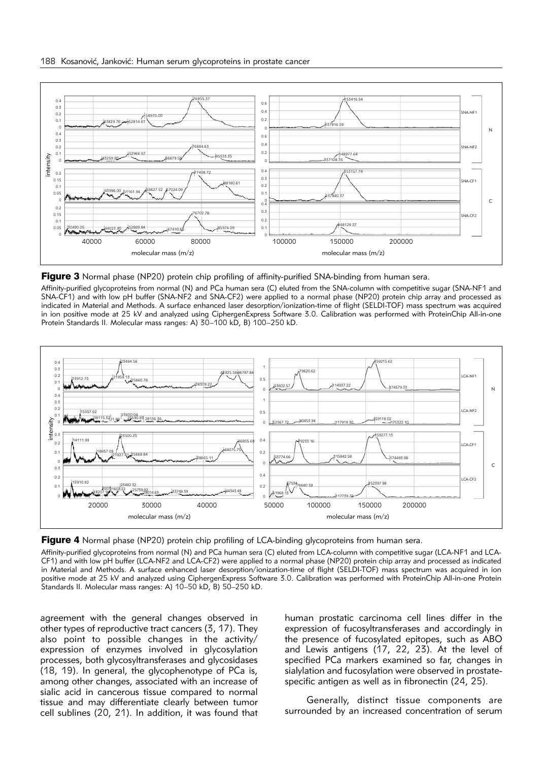**Figure 3** Normal phase (NP20) protein chip profiling of affinity-purified SNA-binding from human sera.

Affinity-purified glycoproteins from normal (N) and PCa human sera (C) eluted from the SNA-column with competitive sugar (SNA-NF1 and SNA-CF1) and with low pH buffer (SNA-NF2 and SNA-CF2) were applied to a normal phase (NP20) protein chip array and processed as indicated in Material and Methods. A surface enhanced laser desorption/ionization-time of flight (SELDI-TOF) mass spectrum was acquired in ion positive mode at 25 kV and analyzed using CiphergenExpress Software 3.0. Calibration was performed with ProteinChip All-in-one Protein Standards II. Molecular mass ranges: A) 30–100 kD, B) 100–250 kD.

**Figure 4** Normal phase (NP20) protein chip profiling of LCA-binding glycoproteins from human sera.

Affinity-purified glycoproteins from normal (N) and PCa human sera (C) eluted from LCA-column with competitive sugar (LCA-NF1 and LCA-CF1) and with low pH buffer (LCA-NF2 and LCA-CF2) were applied to a normal phase (NP20) protein chip array and processed as indicated in Material and Methods. A surface enhanced laser desorption/ionization-time of flight (SELDI-TOF) mass spectrum was acquired in ion positive mode at 25 kV and analyzed using CiphergenExpress Software 3.0. Calibration was performed with ProteinChip All-in-one Protein Standards II. Molecular mass ranges: A) 10–50 kD, B) 50–250 kD.

agreement with the general changes observed in other types of reproductive tract cancers (3, 17). They also point to possible changes in the activity/expression of enzymes involved in glycosylation processes, both glycosyltransferases and glycosidases (18, 19). In general, the glycophenotype of PCa is, among other changes, associated with an increase of sialic acid in cancerous tissue compared to normal tissue and may differentiate clearly between tumor cell sublines (20, 21). In addition, it was found that human prostatic carcinoma cell lines differ in the expression of fucosyltransferases and accordingly in the presence of fucosylated epitopes, such as ABO and Lewis antigens (17, 22, 23). At the level of specified PCa markers examined so far, changes in sialylation and fucosylation were observed in prostate-specific antigen as well as in fibronectin (24, 25).

Generally, distinct tissue components are surrounded by an increased concentration of serum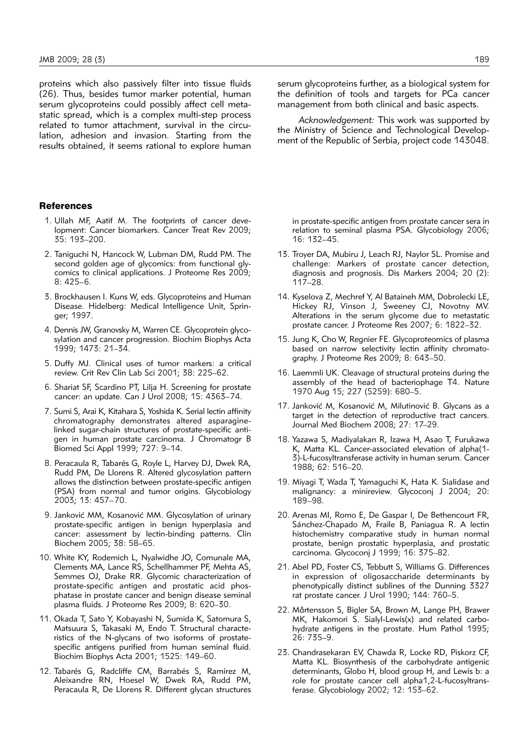proteins which also passively filter into tissue fluids (26). Thus, besides tumor marker potential, human serum glycoproteins could possibly affect cell metastatic spread, which is a complex multi-step process related to tumor attachment, survival in the circulation, adhesion and invasion. Starting from the results obtained, it seems rational to explore human serum glycoproteins further, as a biological system for the definition of tools and targets for PCa cancer management from both clinical and basic aspects.

*Acknowledgement:* This work was supported by the Ministry of Science and Technological Development of the Republic of Serbia, project code 143048.

## References

1. Ullah MF, Aatif M. The footprints of cancer development: Cancer biomarkers. Cancer Treat Rev 2009; 35: 193–200.
2. Taniguchi N, Hancock W, Lubman DM, Rudd PM. The second golden age of glycomics: from functional glycomics to clinical applications. J Proteome Res 2009; 8: 425–6.
3. Brockhausen I. Kuns W, eds. Glycoproteins and Human Disease. Hidelberg: Medical Intelligence Unit, Springer; 1997.
4. Dennis JW, Granovsky M, Warren CE. Glycoprotein glycosylation and cancer progression. Biochim Biophys Acta 1999; 1473: 21–34.
5. Duffy MJ. Clinical uses of tumor markers: a critical review. Crit Rev Clin Lab Sci 2001; 38: 225–62.
6. Shariat SF, Scardino PT, Lilja H. Screening for prostate cancer: an update. Can J Urol 2008; 15: 4363–74.
7. Sumi S, Arai K, Kitahara S, Yoshida K. Serial lectin affinity chromatography demonstrates altered asparagine-linked sugar-chain structures of prostate-specific antigen in human prostate carcinoma. J Chromatogr B Biomed Sci Appl 1999; 727: 9–14.
8. Peracaula R, Tabarés G, Royle L, Harvey DJ, Dwek RA, Rudd PM, De Llorens R. Altered glycosylation pattern allows the distinction between prostate-specific antigen (PSA) from normal and tumor origins. Glycobiology 2003; 13: 457–70.
9. Janković MM, Kosanović MM. Glycosylation of urinary prostate-specific antigen in benign hyperplasia and cancer: assessment by lectin-binding patterns. Clin Biochem 2005; 38: 58–65.
10. White KY, Rodemich L, Nyalwidhe JO, Comunale MA, Clements MA, Lance RS, Schellhammer PF, Mehta AS, Semmes OJ, Drake RR. Glycomic characterization of prostate-specific antigen and prostatic acid phosphatase in prostate cancer and benign disease seminal plasma fluids. J Proteome Res 2009; 8: 620–30.
11. Okada T, Sato Y, Kobayashi N, Sumida K, Satomura S, Matsuura S, Takasaki M, Endo T. Structural characteristics of the N-glycans of two isoforms of prostate-specific antigens purified from human seminal fluid. Biochim Biophys Acta 2001; 1525: 149–60.
12. Tabarés G, Radcliffe CM, Barrabés S, Ramírez M, Aleixandre RN, Hoesel W, Dwek RA, Rudd PM, Peracaula R, De Llorens R. Different glycan structures in prostate-specific antigen from prostate cancer sera in relation to seminal plasma PSA. Glycobiology 2006; 16: 132–45.
13. Troyer DA, Mubiru J, Leach RJ, Naylor SL. Promise and challenge: Markers of prostate cancer detection, diagnosis and prognosis. Dis Markers 2004; 20 (2): 117–28.
14. Kyselova Z, Mechref Y, Al Bataineh MM, Dobrolecki LE, Hickey RJ, Vinson J, Sweeney CJ, Novotny MV. Alterations in the serum glycome due to metastatic prostate cancer. J Proteome Res 2007; 6: 1822–32.
15. Jung K, Cho W, Regnier FE. Glycoproteomics of plasma based on narrow selectivity lectin affinity chromatography. J Proteome Res 2009; 8: 643–50.
16. Laemmli UK. Cleavage of structural proteins during the assembly of the head of bacteriophage T4. Nature 1970 Aug 15; 227 (5259): 680–5.
17. Janković M, Kosanović M, Milutinović B. Glycans as a target in the detection of reproductive tract cancers. Journal Med Biochem 2008; 27: 17–29.
18. Yazawa S, Madiyalakan R, Izawa H, Asao T, Furukawa K, Matta KL. Cancer-associated elevation of alpha(1-3)-L-fucosyltransferase activity in human serum. Cancer 1988; 62: 516–20.
19. Miyagi T, Wada T, Yamaguchi K, Hata K. Sialidase and malignancy: a minireview. Glycoconj J 2004; 20: 189–98.
20. Arenas MI, Romo E, De Gaspar I, De Bethencourt FR, Sánchez-Chapado M, Fraile B, Paniagua R. A lectin histochemistry comparative study in human normal prostate, benign prostatic hyperplasia, and prostatic carcinoma. Glycoconj J 1999; 16: 375–82.
21. Abel PD, Foster CS, Tebbutt S, Williams G. Differences in expression of oligosaccharide determinants by phenotypically distinct sublines of the Dunning 3327 rat prostate cancer. J Urol 1990; 144: 760–5.
22. Mårtensson S, Bigler SA, Brown M, Lange PH, Brawer MK, Hakomori S. Sialyl-Lewis(x) and related carbohydrate antigens in the prostate. Hum Pathol 1995; 26: 735–9.
23. Chandrasekaran EV, Chawda R, Locke RD, Piskorz CF, Matta KL. Biosynthesis of the carbohydrate antigenic determinants, Globo H, blood group H, and Lewis b: a role for prostate cancer cell alpha1,2-L-fucosyltransferase. Glycobiology 2002; 12: 153–62.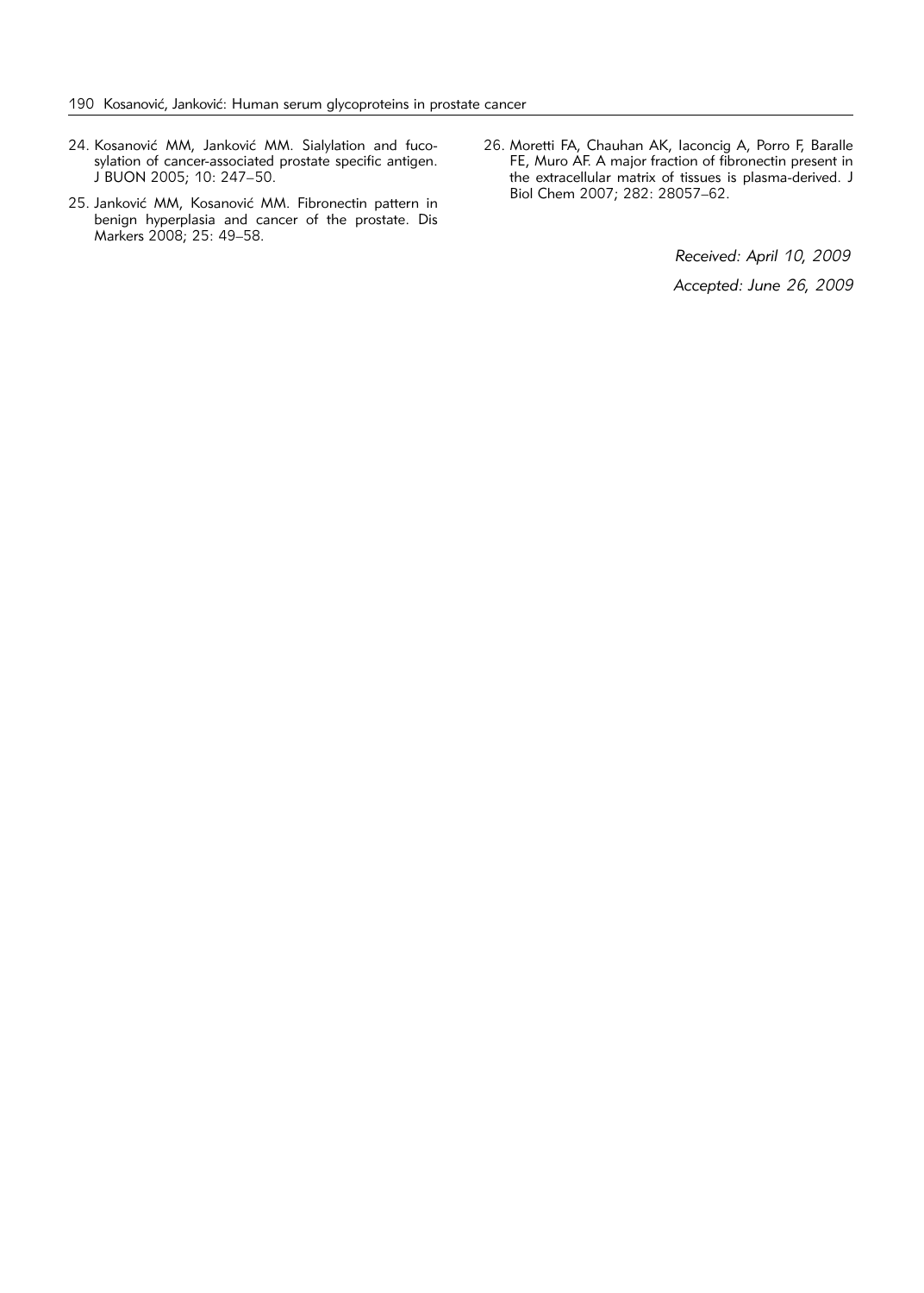24. Kosanović MM, Janković MM. Sialylation and fucosylation of cancer-associated prostate specific antigen. J BUON 2005; 10: 247–50.

25. Janković MM, Kosanović MM. Fibronectin pattern in benign hyperplasia and cancer of the prostate. Dis Markers 2008; 25: 49–58.

26. Moretti FA, Chauhan AK, Iaconcig A, Porro F, Baralle FE, Muro AF. A major fraction of fibronectin present in the extracellular matrix of tissues is plasma-derived. J Biol Chem 2007; 282: 28057–62.

*Received: April 10, 2009*

*Accepted: June 26, 2009*